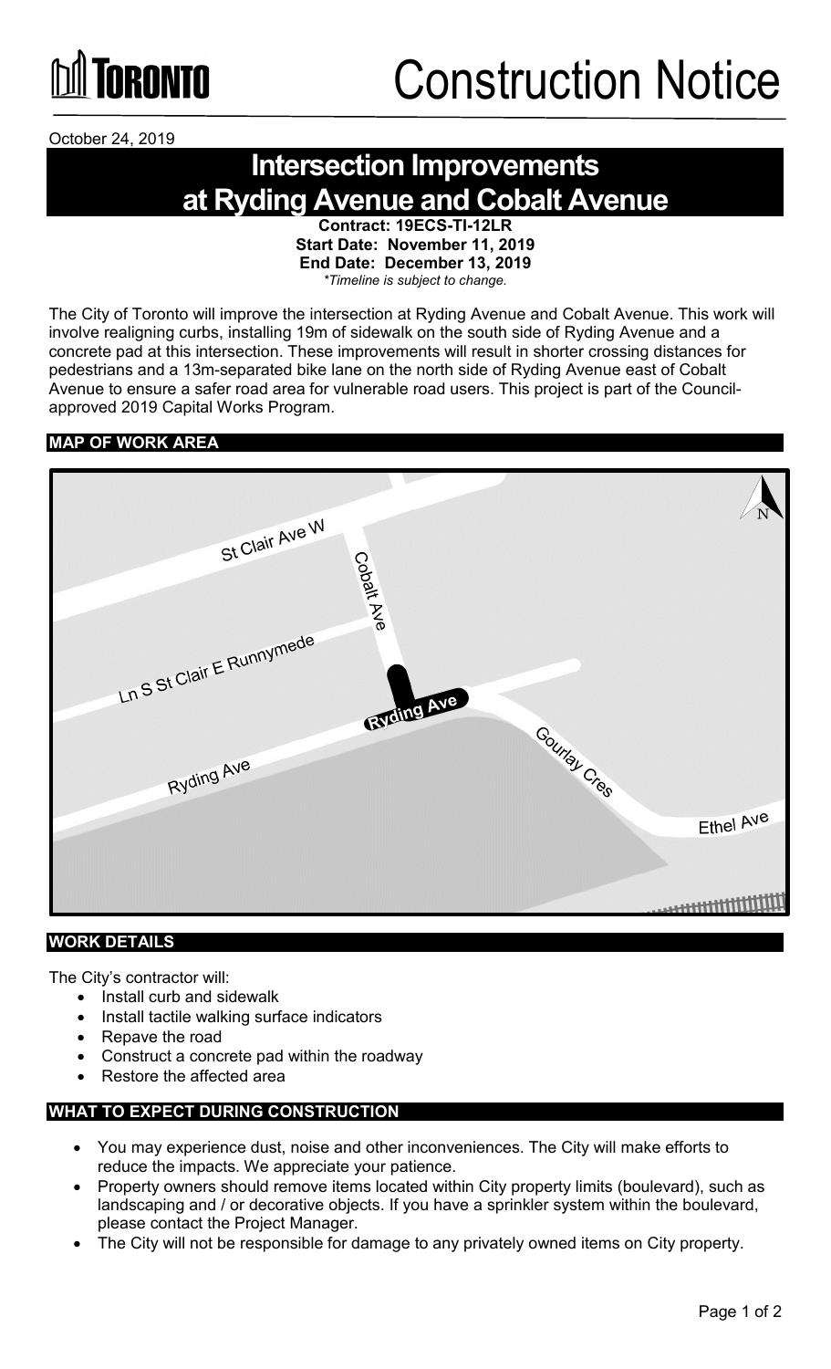TORONTO

# Construction Notice

October 24, 2019

## Intersection Improvements at Ryding Avenue and Cobalt Avenue

**Contract: 19ECS-TI-12LR**
**Start Date: November 11, 2019**
**End Date: December 13, 2019**
*\*Timeline is subject to change.*

The City of Toronto will improve the intersection at Ryding Avenue and Cobalt Avenue. This work will involve realigning curbs, installing 19m of sidewalk on the south side of Ryding Avenue and a concrete pad at this intersection. These improvements will result in shorter crossing distances for pedestrians and a 13m-separated bike lane on the north side of Ryding Avenue east of Cobalt Avenue to ensure a safer road area for vulnerable road users. This project is part of the Council-approved 2019 Capital Works Program.

### MAP OF WORK AREA

St Clair Ave W
Cobalt Ave
Ln S St Clair E Runnymede
Ryding Ave
Ryding Ave
Gourlay Cres
Ethel Ave
N

### WORK DETAILS

The City's contractor will:

- Install curb and sidewalk
- Install tactile walking surface indicators
- Repave the road
- Construct a concrete pad within the roadway
- Restore the affected area

### WHAT TO EXPECT DURING CONSTRUCTION

- You may experience dust, noise and other inconveniences. The City will make efforts to reduce the impacts. We appreciate your patience.
- Property owners should remove items located within City property limits (boulevard), such as landscaping and / or decorative objects. If you have a sprinkler system within the boulevard, please contact the Project Manager.
- The City will not be responsible for damage to any privately owned items on City property.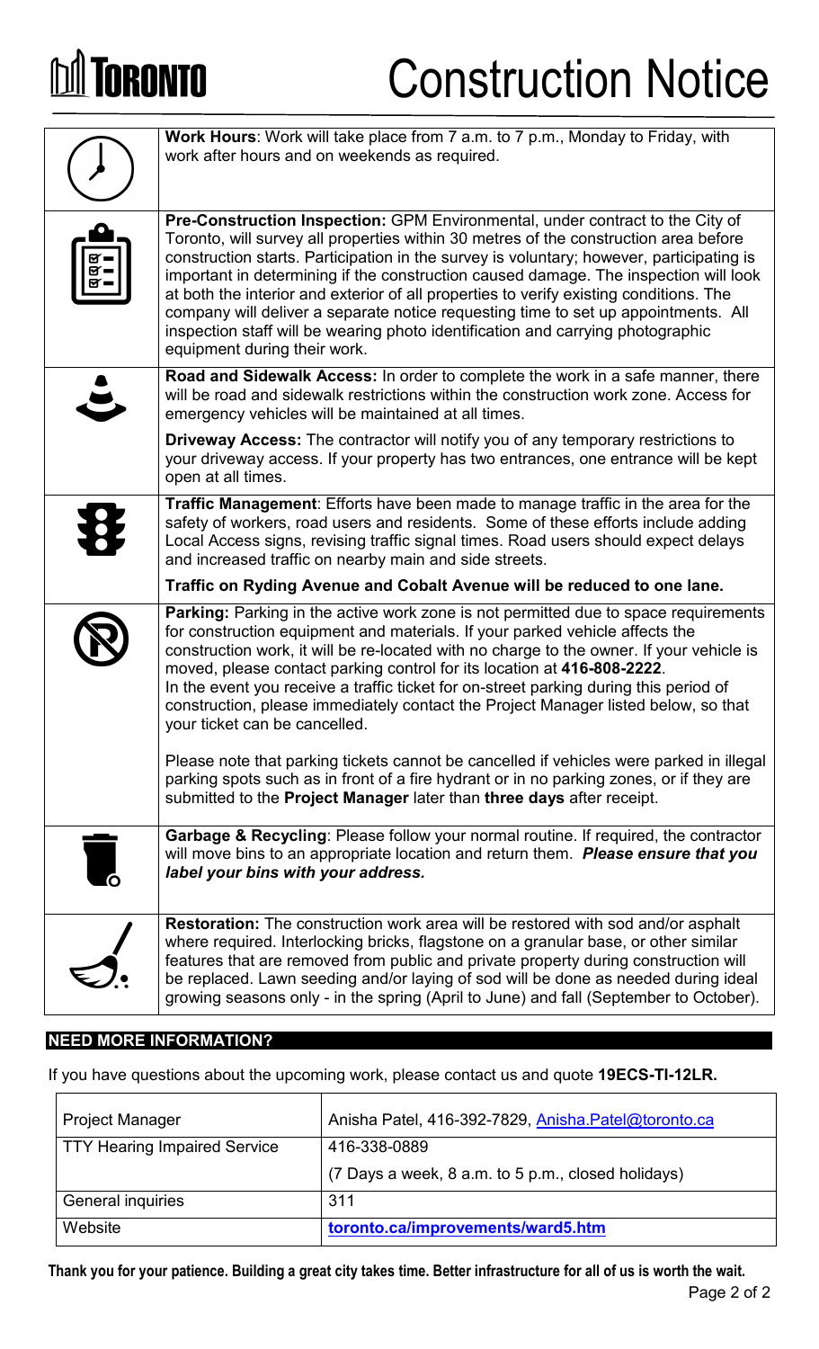# Construction Notice

**Work Hours**: Work will take place from 7 a.m. to 7 p.m., Monday to Friday, with work after hours and on weekends as required.

**Pre-Construction Inspection:** GPM Environmental, under contract to the City of Toronto, will survey all properties within 30 metres of the construction area before construction starts. Participation in the survey is voluntary; however, participating is important in determining if the construction caused damage. The inspection will look at both the interior and exterior of all properties to verify existing conditions. The company will deliver a separate notice requesting time to set up appointments. All inspection staff will be wearing photo identification and carrying photographic equipment during their work.

**Road and Sidewalk Access:** In order to complete the work in a safe manner, there will be road and sidewalk restrictions within the construction work zone. Access for emergency vehicles will be maintained at all times.

**Driveway Access:** The contractor will notify you of any temporary restrictions to your driveway access. If your property has two entrances, one entrance will be kept open at all times.

**Traffic Management**: Efforts have been made to manage traffic in the area for the safety of workers, road users and residents. Some of these efforts include adding Local Access signs, revising traffic signal times. Road users should expect delays and increased traffic on nearby main and side streets.

**Traffic on Ryding Avenue and Cobalt Avenue will be reduced to one lane.**

**Parking:** Parking in the active work zone is not permitted due to space requirements for construction equipment and materials. If your parked vehicle affects the construction work, it will be re-located with no charge to the owner. If your vehicle is moved, please contact parking control for its location at **416-808-2222**. In the event you receive a traffic ticket for on-street parking during this period of construction, please immediately contact the Project Manager listed below, so that your ticket can be cancelled.

Please note that parking tickets cannot be cancelled if vehicles were parked in illegal parking spots such as in front of a fire hydrant or in no parking zones, or if they are submitted to the **Project Manager** later than **three days** after receipt.

**Garbage & Recycling**: Please follow your normal routine. If required, the contractor will move bins to an appropriate location and return them. ***Please ensure that you label your bins with your address.***

**Restoration:** The construction work area will be restored with sod and/or asphalt where required. Interlocking bricks, flagstone on a granular base, or other similar features that are removed from public and private property during construction will be replaced. Lawn seeding and/or laying of sod will be done as needed during ideal growing seasons only - in the spring (April to June) and fall (September to October).

## NEED MORE INFORMATION?

If you have questions about the upcoming work, please contact us and quote **19ECS-TI-12LR.**

| | |
|---|---|
| Project Manager | Anisha Patel, 416-392-7829, Anisha.Patel@toronto.ca |
| TTY Hearing Impaired Service | 416-338-0889<br>(7 Days a week, 8 a.m. to 5 p.m., closed holidays) |
| General inquiries | 311 |
| Website | **toronto.ca/improvements/ward5.htm** |

**Thank you for your patience. Building a great city takes time. Better infrastructure for all of us is worth the wait.**